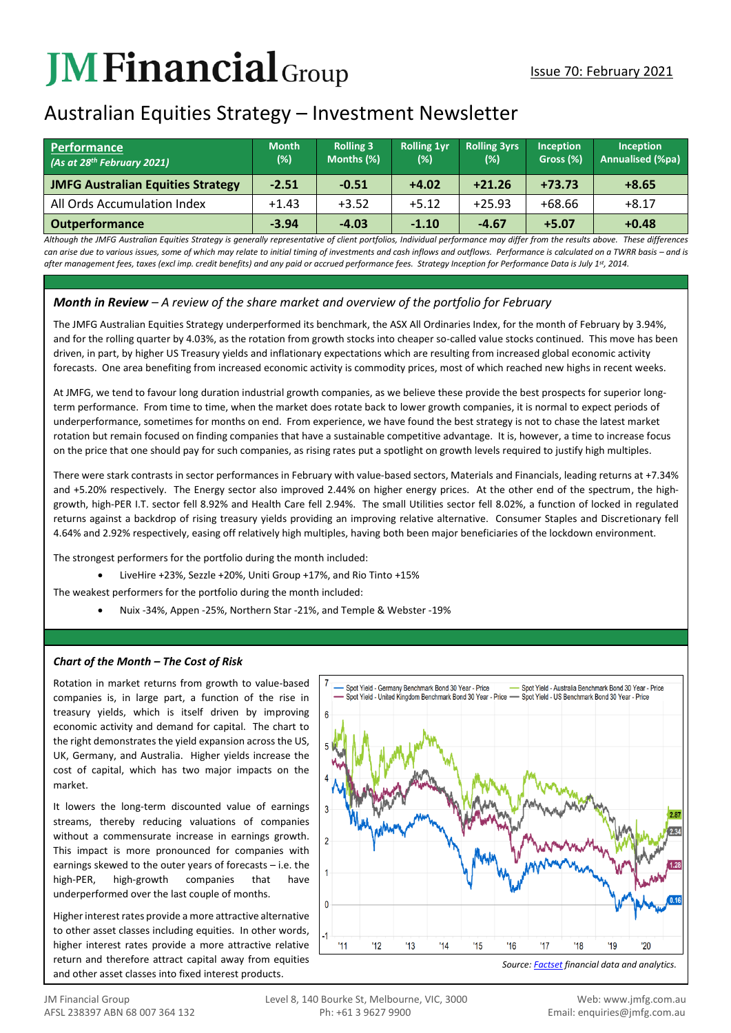# JM Financial Group

Issue 70: February 2021

## Australian Equities Strategy – Investment Newsletter

| Performance (As at 28th February 2021) | Month (%) | Rolling 3 Months (%) | Rolling 1yr (%) | Rolling 3yrs (%) | Inception Gross (%) | Inception Annualised (%pa) |
|---|---|---|---|---|---|---|
| **JMFG Australian Equities Strategy** | **-2.51** | **-0.51** | **+4.02** | **+21.26** | **+73.73** | **+8.65** |
| All Ords Accumulation Index | +1.43 | +3.52 | +5.12 | +25.93 | +68.66 | +8.17 |
| **Outperformance** | **-3.94** | **-4.03** | **-1.10** | **-4.67** | **+5.07** | **+0.48** |

*Although the JMFG Australian Equities Strategy is generally representative of client portfolios, Individual performance may differ from the results above. These differences can arise due to various issues, some of which may relate to initial timing of investments and cash inflows and outflows. Performance is calculated on a TWRR basis – and is after management fees, taxes (excl imp. credit benefits) and any paid or accrued performance fees. Strategy Inception for Performance Data is July 1st, 2014.*

### *Month in Review – A review of the share market and overview of the portfolio for February*

The JMFG Australian Equities Strategy underperformed its benchmark, the ASX All Ordinaries Index, for the month of February by 3.94%, and for the rolling quarter by 4.03%, as the rotation from growth stocks into cheaper so-called value stocks continued. This move has been driven, in part, by higher US Treasury yields and inflationary expectations which are resulting from increased global economic activity forecasts. One area benefiting from increased economic activity is commodity prices, most of which reached new highs in recent weeks.

At JMFG, we tend to favour long duration industrial growth companies, as we believe these provide the best prospects for superior long-term performance. From time to time, when the market does rotate back to lower growth companies, it is normal to expect periods of underperformance, sometimes for months on end. From experience, we have found the best strategy is not to chase the latest market rotation but remain focused on finding companies that have a sustainable competitive advantage. It is, however, a time to increase focus on the price that one should pay for such companies, as rising rates put a spotlight on growth levels required to justify high multiples.

There were stark contrasts in sector performances in February with value-based sectors, Materials and Financials, leading returns at +7.34% and +5.20% respectively. The Energy sector also improved 2.44% on higher energy prices. At the other end of the spectrum, the high-growth, high-PER I.T. sector fell 8.92% and Health Care fell 2.94%. The small Utilities sector fell 8.02%, a function of locked in regulated returns against a backdrop of rising treasury yields providing an improving relative alternative. Consumer Staples and Discretionary fell 4.64% and 2.92% respectively, easing off relatively high multiples, having both been major beneficiaries of the lockdown environment.

The strongest performers for the portfolio during the month included:

- LiveHire +23%, Sezzle +20%, Uniti Group +17%, and Rio Tinto +15%

The weakest performers for the portfolio during the month included:

- Nuix -34%, Appen -25%, Northern Star -21%, and Temple & Webster -19%

### *Chart of the Month – The Cost of Risk*

Rotation in market returns from growth to value-based companies is, in large part, a function of the rise in treasury yields, which is itself driven by improving economic activity and demand for capital. The chart to the right demonstrates the yield expansion across the US, UK, Germany, and Australia. Higher yields increase the cost of capital, which has two major impacts on the market.

It lowers the long-term discounted value of earnings streams, thereby reducing valuations of companies without a commensurate increase in earnings growth. This impact is more pronounced for companies with earnings skewed to the outer years of forecasts – i.e. the high-PER, high-growth companies that have underperformed over the last couple of months.

Higher interest rates provide a more attractive alternative to other asset classes including equities. In other words, higher interest rates provide a more attractive relative return and therefore attract capital away from equities and other asset classes into fixed interest products.

Source: Factset financial data and analytics.

JM Financial Group
AFSL 238397 ABN 68 007 364 132

Level 8, 140 Bourke St, Melbourne, VIC, 3000
Ph: +61 3 9627 9900

Web: www.jmfg.com.au
Email: enquiries@jmfg.com.au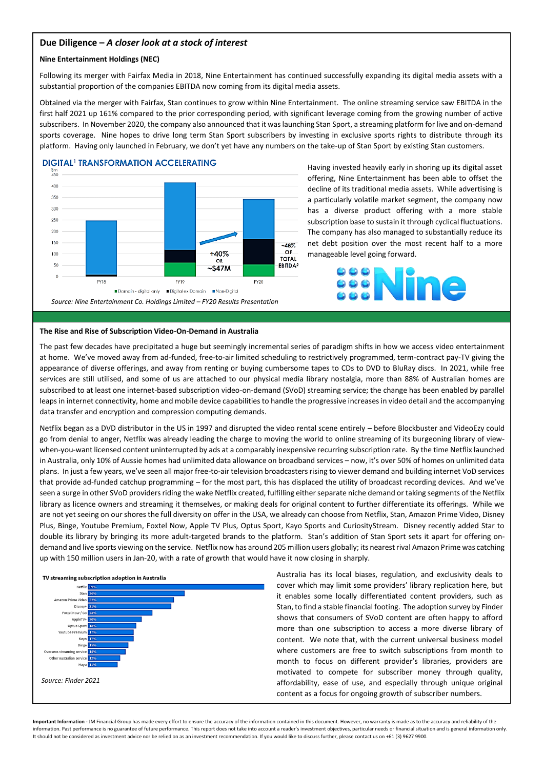## Due Diligence – *A closer look at a stock of interest*

### Nine Entertainment Holdings (NEC)

Following its merger with Fairfax Media in 2018, Nine Entertainment has continued successfully expanding its digital media assets with a substantial proportion of the companies EBITDA now coming from its digital media assets.

Obtained via the merger with Fairfax, Stan continues to grow within Nine Entertainment. The online streaming service saw EBITDA in the first half 2021 up 161% compared to the prior corresponding period, with significant leverage coming from the growing number of active subscribers. In November 2020, the company also announced that it was launching Stan Sport, a streaming platform for live and on-demand sports coverage. Nine hopes to drive long term Stan Sport subscribers by investing in exclusive sports rights to distribute through its platform. Having only launched in February, we don't yet have any numbers on the take-up of Stan Sport by existing Stan customers.

DIGITAL[1] TRANSFORMATION ACCELERATING

$m

450
400
350
300
250
200
150
100
50
0

FY18
FY19
FY20

+40% OR ~$47M

~48% OF TOTAL EBITDA[2]

Domain - digital only
Digital ex Domain
Non-Digital

*Source: Nine Entertainment Co. Holdings Limited – FY20 Results Presentation*

Having invested heavily early in shoring up its digital asset offering, Nine Entertainment has been able to offset the decline of its traditional media assets. While advertising is a particularly volatile market segment, the company now has a diverse product offering with a more stable subscription base to sustain it through cyclical fluctuations. The company has also managed to substantially reduce its net debt position over the most recent half to a more manageable level going forward.

Nine

### The Rise and Rise of Subscription Video-On-Demand in Australia

The past few decades have precipitated a huge but seemingly incremental series of paradigm shifts in how we access video entertainment at home. We've moved away from ad-funded, free-to-air limited scheduling to restrictively programmed, term-contract pay-TV giving the appearance of diverse offerings, and away from renting or buying cumbersome tapes to CDs to DVD to BluRay discs. In 2021, while free services are still utilised, and some of us are attached to our physical media library nostalgia, more than 88% of Australian homes are subscribed to at least one internet-based subscription video-on-demand (SVoD) streaming service; the change has been enabled by parallel leaps in internet connectivity, home and mobile device capabilities to handle the progressive increases in video detail and the accompanying data transfer and encryption and compression computing demands.

Netflix began as a DVD distributor in the US in 1997 and disrupted the video rental scene entirely – before Blockbuster and VideoEzy could go from denial to anger, Netflix was already leading the charge to moving the world to online streaming of its burgeoning library of view-when-you-want licensed content uninterrupted by ads at a comparably inexpensive recurring subscription rate. By the time Netflix launched in Australia, only 10% of Aussie homes had unlimited data allowance on broadband services – now, it's over 50% of homes on unlimited data plans. In just a few years, we've seen all major free-to-air television broadcasters rising to viewer demand and building internet VoD services that provide ad-funded catchup programming – for the most part, this has displaced the utility of broadcast recording devices. And we've seen a surge in other SVoD providers riding the wake Netflix created, fulfilling either separate niche demand or taking segments of the Netflix library as licence owners and streaming it themselves, or making deals for original content to further differentiate its offerings. While we are not yet seeing on our shores the full diversity on offer in the USA, we already can choose from Netflix, Stan, Amazon Prime Video, Disney Plus, Binge, Youtube Premium, Foxtel Now, Apple TV Plus, Optus Sport, Kayo Sports and CuriosityStream. Disney recently added Star to double its library by bringing its more adult-targeted brands to the platform. Stan's addition of Stan Sport sets it apart for offering on-demand and live sports viewing on the service. Netflix now has around 205 million users globally; its nearest rival Amazon Prime was catching up with 150 million users in Jan-20, with a rate of growth that would have it now closing in sharply.

TV streaming subscription adoption in Australia

Netflix 69%
Stan 36%
Amazon Prime Video 32%
Disney+ 31%
Foxtel Now / Go 24%
AppleTV+ 20%
Optus Sport 18%
Youtube Premium 17%
Kayo 17%
Binge 15%
Overseas streaming service 14%
Other Australian service 12%
Hayu 11%

*Source: Finder 2021*

Australia has its local biases, regulation, and exclusivity deals to cover which may limit some providers' library replication here, but it enables some locally differentiated content providers, such as Stan, to find a stable financial footing. The adoption survey by Finder shows that consumers of SVoD content are often happy to afford more than one subscription to access a more diverse library of content. We note that, with the current universal business model where customers are free to switch subscriptions from month to month to focus on different provider's libraries, providers are motivated to compete for subscriber money through quality, affordability, ease of use, and especially through unique original content as a focus for ongoing growth of subscriber numbers.

**Important Information -** JM Financial Group has made every effort to ensure the accuracy of the information contained in this document. However, no warranty is made as to the accuracy and reliability of the information. Past performance is no guarantee of future performance. This report does not take into account a reader's investment objectives, particular needs or financial situation and is general information only. It should not be considered as investment advice nor be relied on as an investment recommendation. If you would like to discuss further, please contact us on +61 (3) 9627 9900.